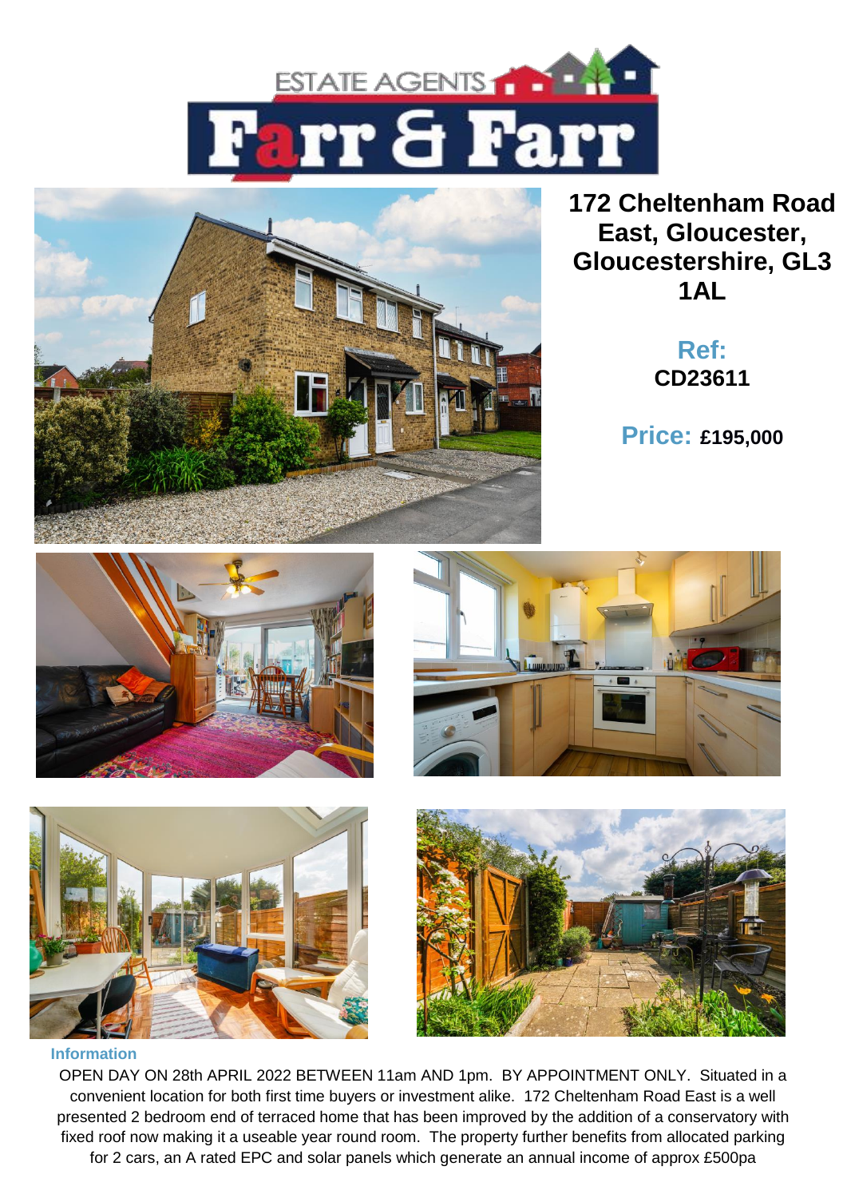# 172 Cheltenham Road East, Gloucester, Gloucestershire, GL3 1AL

**Ref:** CD23611

**Price:** £195,000

## Information

OPEN DAY ON 28th APRIL 2022 BETWEEN 11am AND 1pm. BY APPOINTMENT ONLY. Situated in a convenient location for both first time buyers or investment alike. 172 Cheltenham Road East is a well presented 2 bedroom end of terraced home that has been improved by the addition of a conservatory with fixed roof now making it a useable year round room. The property further benefits from allocated parking for 2 cars, an A rated EPC and solar panels which generate an annual income of approx £500pa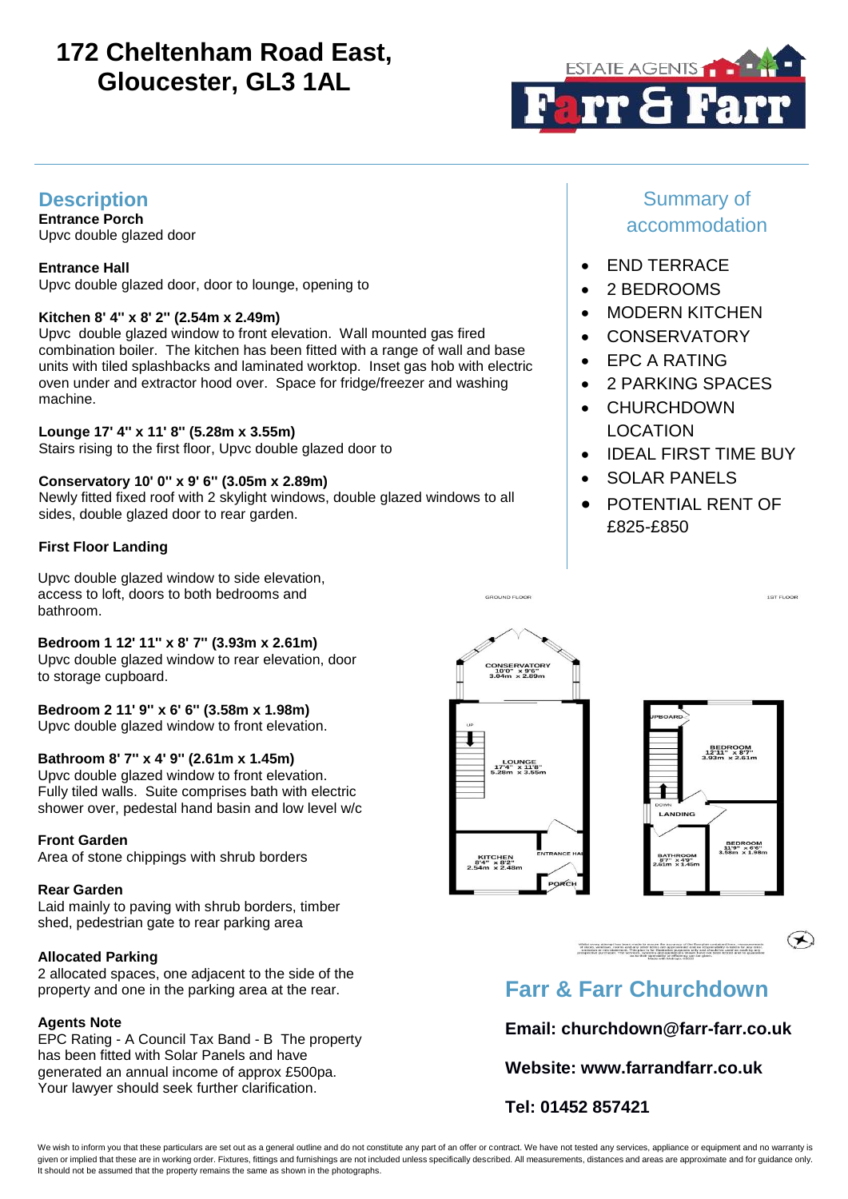# 172 Cheltenham Road East, Gloucester, GL3 1AL

## Description

**Entrance Porch**
Upvc double glazed door

**Entrance Hall**
Upvc double glazed door, door to lounge, opening to

**Kitchen 8' 4" x 8' 2" (2.54m x 2.49m)**
Upvc double glazed window to front elevation. Wall mounted gas fired combination boiler. The kitchen has been fitted with a range of wall and base units with tiled splashbacks and laminated worktop. Inset gas hob with electric oven under and extractor hood over. Space for fridge/freezer and washing machine.

**Lounge 17' 4" x 11' 8" (5.28m x 3.55m)**
Stairs rising to the first floor, Upvc double glazed door to

**Conservatory 10' 0" x 9' 6" (3.05m x 2.89m)**
Newly fitted fixed roof with 2 skylight windows, double glazed windows to all sides, double glazed door to rear garden.

**First Floor Landing**

Upvc double glazed window to side elevation, access to loft, doors to both bedrooms and bathroom.

**Bedroom 1 12' 11" x 8' 7" (3.93m x 2.61m)**
Upvc double glazed window to rear elevation, door to storage cupboard.

**Bedroom 2 11' 9" x 6' 6" (3.58m x 1.98m)**
Upvc double glazed window to front elevation.

**Bathroom 8' 7" x 4' 9" (2.61m x 1.45m)**
Upvc double glazed window to front elevation. Fully tiled walls. Suite comprises bath with electric shower over, pedestal hand basin and low level w/c

**Front Garden**
Area of stone chippings with shrub borders

**Rear Garden**
Laid mainly to paving with shrub borders, timber shed, pedestrian gate to rear parking area

**Allocated Parking**
2 allocated spaces, one adjacent to the side of the property and one in the parking area at the rear.

**Agents Note**
EPC Rating - A Council Tax Band - B The property has been fitted with Solar Panels and have generated an annual income of approx £500pa. Your lawyer should seek further clarification.

## Summary of accommodation

- END TERRACE
- 2 BEDROOMS
- MODERN KITCHEN
- CONSERVATORY
- EPC A RATING
- 2 PARKING SPACES
- CHURCHDOWN LOCATION
- IDEAL FIRST TIME BUY
- SOLAR PANELS
- POTENTIAL RENT OF £825-£850

GROUND FLOOR

CONSERVATORY
10'0" x 9'6"
3.04m x 2.89m

LOUNGE
17'4" x 11'8"
5.28m x 3.55m

KITCHEN
8'4" x 8'2"
2.54m x 2.48m

ENTRANCE HALL

PORCH

1ST FLOOR

CUPBOARD

BEDROOM
12'11" x 8'7"
3.93m x 2.61m

LANDING

BATHROOM
8'7" x 4'9"
2.61m x 1.45m

BEDROOM
11'9" x 6'6"
3.58m x 1.98m

## Farr & Farr Churchdown

**Email: churchdown@farr-farr.co.uk**

**Website: www.farrandfarr.co.uk**

**Tel: 01452 857421**

We wish to inform you that these particulars are set out as a general outline and do not constitute any part of an offer or contract. We have not tested any services, appliance or equipment and no warranty is given or implied that these are in working order. Fixtures, fittings and furnishings are not included unless specifically described. All measurements, distances and areas are approximate and for guidance only. It should not be assumed that the property remains the same as shown in the photographs.